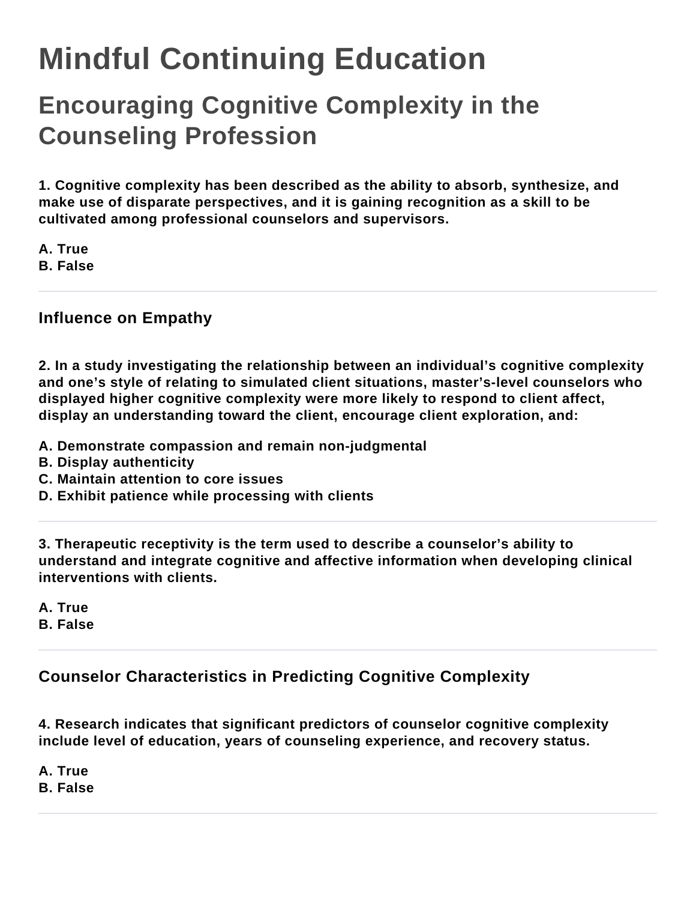# Mindful Continuing Education

## Encouraging Cognitive Complexity in the Counseling Profession

**1. Cognitive complexity has been described as the ability to absorb, synthesize, and make use of disparate perspectives, and it is gaining recognition as a skill to be cultivated among professional counselors and supervisors.**

**A. True**
**B. False**

---

### Influence on Empathy

**2. In a study investigating the relationship between an individual's cognitive complexity and one's style of relating to simulated client situations, master's-level counselors who displayed higher cognitive complexity were more likely to respond to client affect, display an understanding toward the client, encourage client exploration, and:**

**A. Demonstrate compassion and remain non-judgmental**
**B. Display authenticity**
**C. Maintain attention to core issues**
**D. Exhibit patience while processing with clients**

---

**3. Therapeutic receptivity is the term used to describe a counselor's ability to understand and integrate cognitive and affective information when developing clinical interventions with clients.**

**A. True**
**B. False**

---

### Counselor Characteristics in Predicting Cognitive Complexity

**4. Research indicates that significant predictors of counselor cognitive complexity include level of education, years of counseling experience, and recovery status.**

**A. True**
**B. False**

---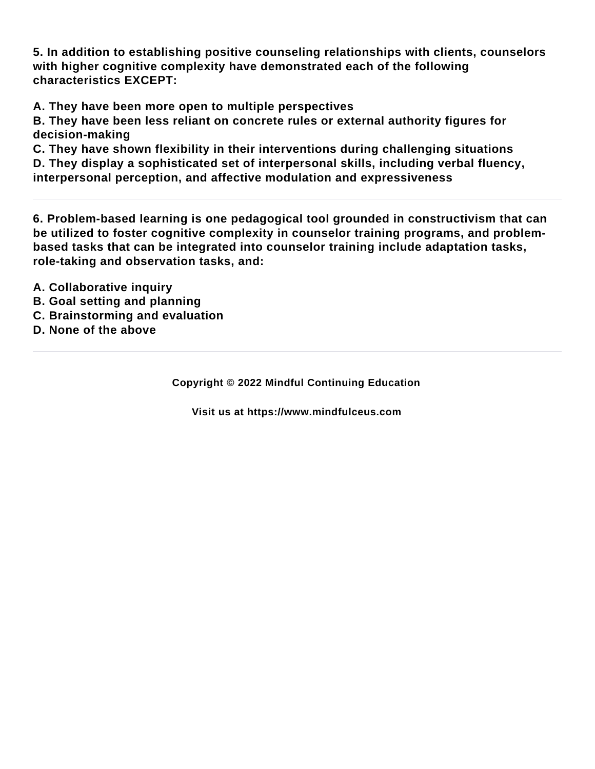**5. In addition to establishing positive counseling relationships with clients, counselors with higher cognitive complexity have demonstrated each of the following characteristics EXCEPT:**

**A. They have been more open to multiple perspectives**
**B. They have been less reliant on concrete rules or external authority figures for decision-making**
**C. They have shown flexibility in their interventions during challenging situations**
**D. They display a sophisticated set of interpersonal skills, including verbal fluency, interpersonal perception, and affective modulation and expressiveness**

---

**6. Problem-based learning is one pedagogical tool grounded in constructivism that can be utilized to foster cognitive complexity in counselor training programs, and problem-based tasks that can be integrated into counselor training include adaptation tasks, role-taking and observation tasks, and:**

**A. Collaborative inquiry**
**B. Goal setting and planning**
**C. Brainstorming and evaluation**
**D. None of the above**

---

**Copyright © 2022 Mindful Continuing Education**

**Visit us at https://www.mindfulceus.com**